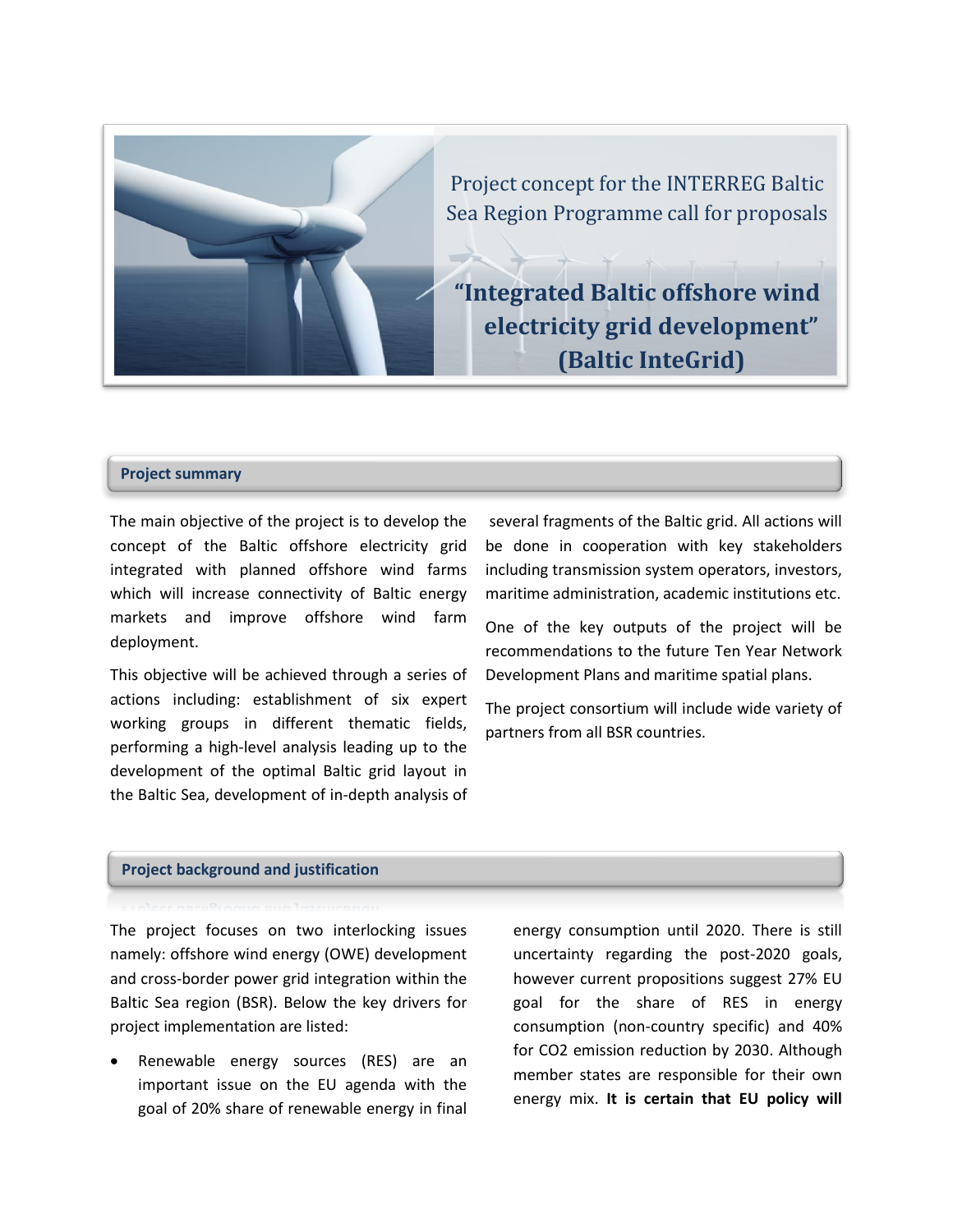Project concept for the INTERREG Baltic Sea Region Programme call for proposals

# "Integrated Baltic offshore wind electricity grid development" (Baltic InteGrid)

## Project summary

The main objective of the project is to develop the concept of the Baltic offshore electricity grid integrated with planned offshore wind farms which will increase connectivity of Baltic energy markets and improve offshore wind farm deployment.

This objective will be achieved through a series of actions including: establishment of six expert working groups in different thematic fields, performing a high-level analysis leading up to the development of the optimal Baltic grid layout in the Baltic Sea, development of in-depth analysis of several fragments of the Baltic grid. All actions will be done in cooperation with key stakeholders including transmission system operators, investors, maritime administration, academic institutions etc.

One of the key outputs of the project will be recommendations to the future Ten Year Network Development Plans and maritime spatial plans.

The project consortium will include wide variety of partners from all BSR countries.

## Project background and justification

The project focuses on two interlocking issues namely: offshore wind energy (OWE) development and cross-border power grid integration within the Baltic Sea region (BSR). Below the key drivers for project implementation are listed:

- Renewable energy sources (RES) are an important issue on the EU agenda with the goal of 20% share of renewable energy in final energy consumption until 2020. There is still uncertainty regarding the post-2020 goals, however current propositions suggest 27% EU goal for the share of RES in energy consumption (non-country specific) and 40% for $CO_2$ emission reduction by 2030. Although member states are responsible for their own energy mix. **It is certain that EU policy will**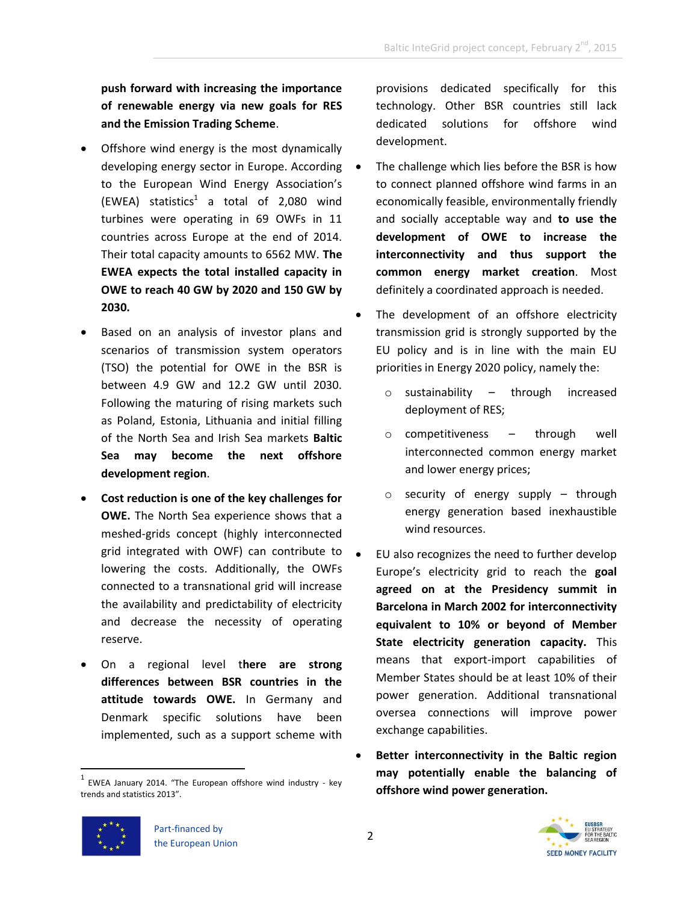**push forward with increasing the importance of renewable energy via new goals for RES and the Emission Trading Scheme**.

- Offshore wind energy is the most dynamically developing energy sector in Europe. According to the European Wind Energy Association's (EWEA) statistics[1] a total of 2,080 wind turbines were operating in 69 OWFs in 11 countries across Europe at the end of 2014. Their total capacity amounts to 6562 MW. **The EWEA expects the total installed capacity in OWE to reach 40 GW by 2020 and 150 GW by 2030.**
- Based on an analysis of investor plans and scenarios of transmission system operators (TSO) the potential for OWE in the BSR is between 4.9 GW and 12.2 GW until 2030. Following the maturing of rising markets such as Poland, Estonia, Lithuania and initial filling of the North Sea and Irish Sea markets **Baltic Sea may become the next offshore development region**.
- **Cost reduction is one of the key challenges for OWE.** The North Sea experience shows that a meshed-grids concept (highly interconnected grid integrated with OWF) can contribute to lowering the costs. Additionally, the OWFs connected to a transnational grid will increase the availability and predictability of electricity and decrease the necessity of operating reserve.
- On a regional level t**here are strong differences between BSR countries in the attitude towards OWE.** In Germany and Denmark specific solutions have been implemented, such as a support scheme with provisions dedicated specifically for this technology. Other BSR countries still lack dedicated solutions for offshore wind development.
- The challenge which lies before the BSR is how to connect planned offshore wind farms in an economically feasible, environmentally friendly and socially acceptable way and **to use the development of OWE to increase the interconnectivity and thus support the common energy market creation**. Most definitely a coordinated approach is needed.
- The development of an offshore electricity transmission grid is strongly supported by the EU policy and is in line with the main EU priorities in Energy 2020 policy, namely the:
  - sustainability – through increased deployment of RES;
  - competitiveness – through well interconnected common energy market and lower energy prices;
  - security of energy supply – through energy generation based inexhaustible wind resources.
- EU also recognizes the need to further develop Europe's electricity grid to reach the **goal agreed on at the Presidency summit in Barcelona in March 2002 for interconnectivity equivalent to 10% or beyond of Member State electricity generation capacity.** This means that export-import capabilities of Member States should be at least 10% of their power generation. Additional transnational oversea connections will improve power exchange capabilities.
- **Better interconnectivity in the Baltic region may potentially enable the balancing of offshore wind power generation.**

[1] EWEA January 2014. "The European offshore wind industry - key trends and statistics 2013".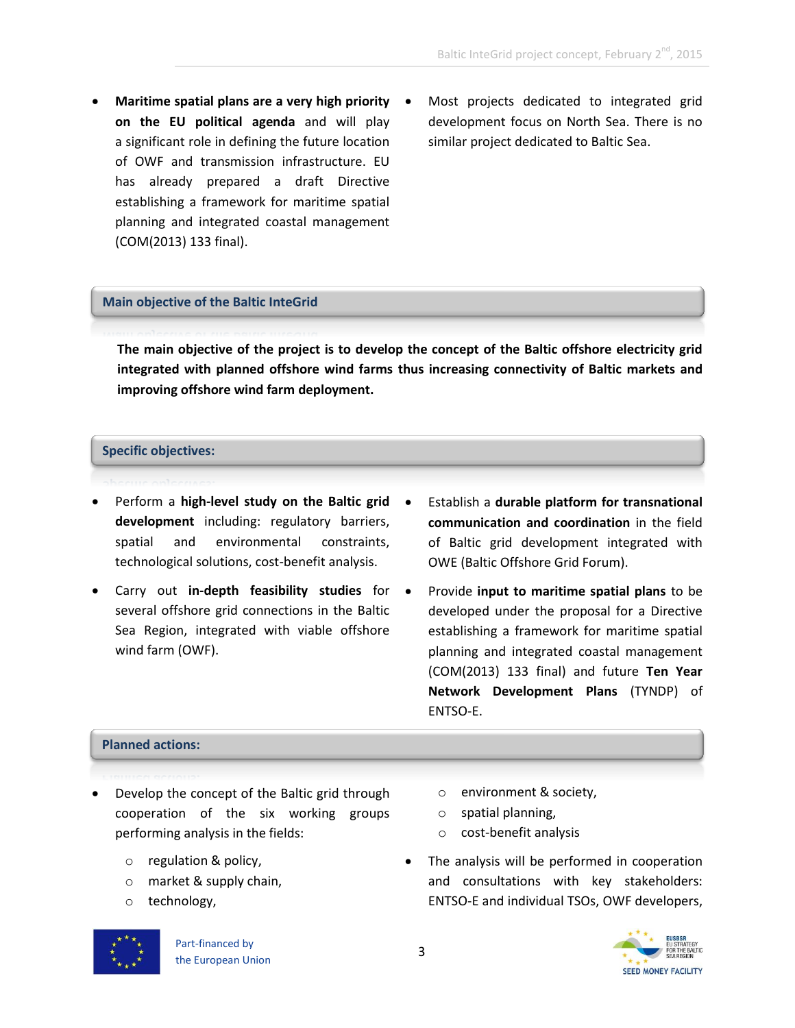- **Maritime spatial plans are a very high priority on the EU political agenda** and will play a significant role in defining the future location of OWF and transmission infrastructure. EU has already prepared a draft Directive establishing a framework for maritime spatial planning and integrated coastal management (COM(2013) 133 final).
- Most projects dedicated to integrated grid development focus on North Sea. There is no similar project dedicated to Baltic Sea.

## Main objective of the Baltic InteGrid

**The main objective of the project is to develop the concept of the Baltic offshore electricity grid integrated with planned offshore wind farms thus increasing connectivity of Baltic markets and improving offshore wind farm deployment.**

## Specific objectives:

- Perform a **high-level study on the Baltic grid development** including: regulatory barriers, spatial and environmental constraints, technological solutions, cost-benefit analysis.
- Carry out **in-depth feasibility studies** for several offshore grid connections in the Baltic Sea Region, integrated with viable offshore wind farm (OWF).
- Establish a **durable platform for transnational communication and coordination** in the field of Baltic grid development integrated with OWE (Baltic Offshore Grid Forum).
- Provide **input to maritime spatial plans** to be developed under the proposal for a Directive establishing a framework for maritime spatial planning and integrated coastal management (COM(2013) 133 final) and future **Ten Year Network Development Plans** (TYNDP) of ENTSO-E.

## Planned actions:

- Develop the concept of the Baltic grid through cooperation of the six working groups performing analysis in the fields:
  - regulation & policy,
  - market & supply chain,
  - technology,
  - environment & society,
  - spatial planning,
  - cost-benefit analysis
- The analysis will be performed in cooperation and consultations with key stakeholders: ENTSO-E and individual TSOs, OWF developers,

Part-financed by the European Union

EUSBSR EU STRATEGY FOR THE BALTIC SEA REGION SEED MONEY FACILITY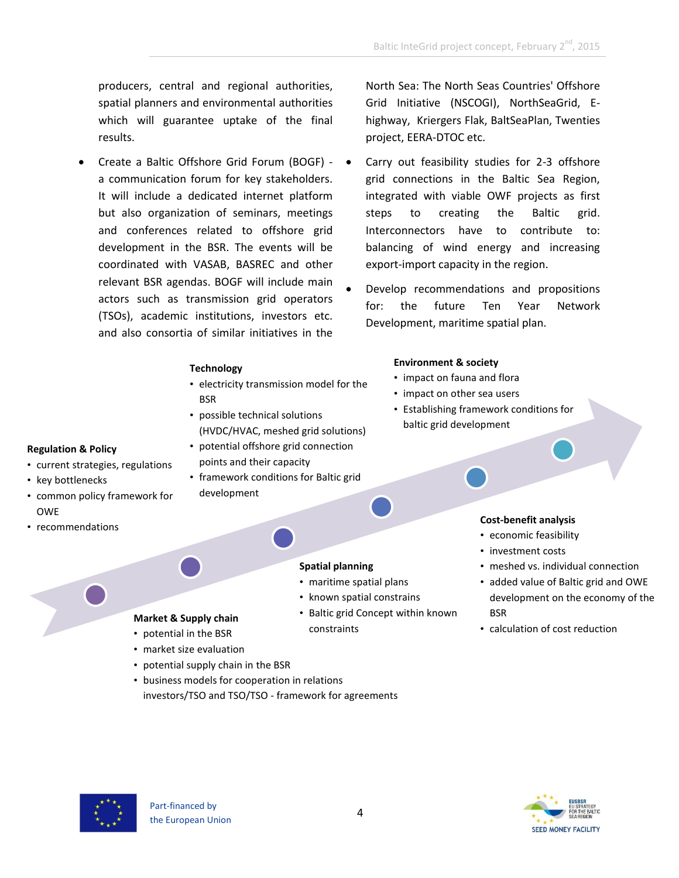producers, central and regional authorities, spatial planners and environmental authorities which will guarantee uptake of the final results.

- Create a Baltic Offshore Grid Forum (BOGF) - a communication forum for key stakeholders. It will include a dedicated internet platform but also organization of seminars, meetings and conferences related to offshore grid development in the BSR. The events will be coordinated with VASAB, BASREC and other relevant BSR agendas. BOGF will include main actors such as transmission grid operators (TSOs), academic institutions, investors etc. and also consortia of similar initiatives in the North Sea: The North Seas Countries' Offshore Grid Initiative (NSCOGI), NorthSeaGrid, E-highway, Kriergers Flak, BaltSeaPlan, Twenties project, EERA-DTOC etc.
- Carry out feasibility studies for 2-3 offshore grid connections in the Baltic Sea Region, integrated with viable OWF projects as first steps to creating the Baltic grid. Interconnectors have to contribute to: balancing of wind energy and increasing export-import capacity in the region.
- Develop recommendations and propositions for: the future Ten Year Network Development, maritime spatial plan.

**Regulation & Policy**
- current strategies, regulations
- key bottlenecks
- common policy framework for OWE
- recommendations

**Market & Supply chain**
- potential in the BSR
- market size evaluation
- potential supply chain in the BSR
- business models for cooperation in relations investors/TSO and TSO/TSO - framework for agreements

**Technology**
- electricity transmission model for the BSR
- possible technical solutions (HVDC/HVAC, meshed grid solutions)
- potential offshore grid connection points and their capacity
- framework conditions for Baltic grid development

**Spatial planning**
- maritime spatial plans
- known spatial constrains
- Baltic grid Concept within known constraints

**Environment & society**
- impact on fauna and flora
- impact on other sea users
- Establishing framework conditions for baltic grid development

**Cost-benefit analysis**
- economic feasibility
- investment costs
- meshed vs. individual connection
- added value of Baltic grid and OWE development on the economy of the BSR
- calculation of cost reduction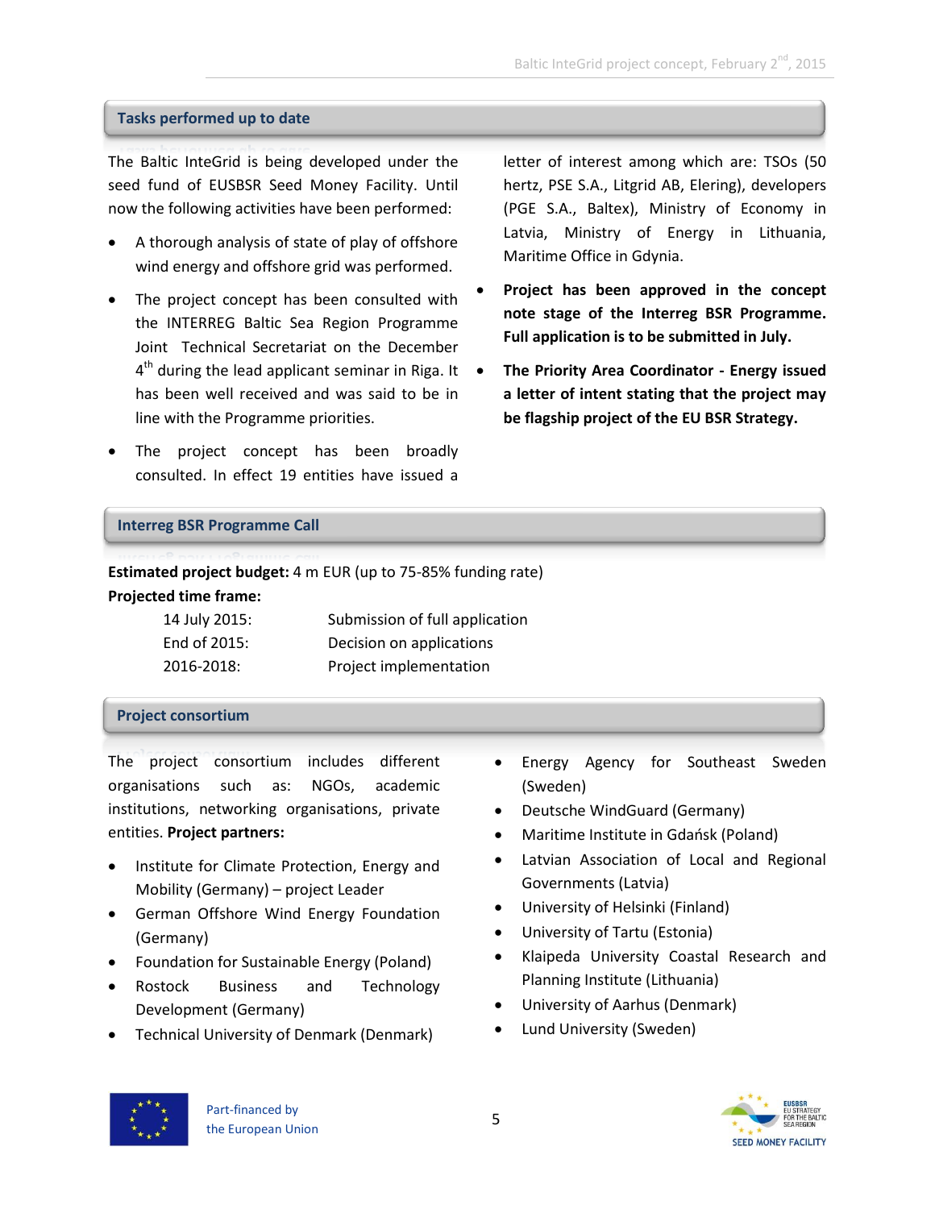## Tasks performed up to date

The Baltic InteGrid is being developed under the seed fund of EUSBSR Seed Money Facility. Until now the following activities have been performed:

- A thorough analysis of state of play of offshore wind energy and offshore grid was performed.
- The project concept has been consulted with the INTERREG Baltic Sea Region Programme Joint Technical Secretariat on the December 4th during the lead applicant seminar in Riga. It has been well received and was said to be in line with the Programme priorities.
- The project concept has been broadly consulted. In effect 19 entities have issued a letter of interest among which are: TSOs (50 hertz, PSE S.A., Litgrid AB, Elering), developers (PGE S.A., Baltex), Ministry of Economy in Latvia, Ministry of Energy in Lithuania, Maritime Office in Gdynia.
- **Project has been approved in the concept note stage of the Interreg BSR Programme. Full application is to be submitted in July.**
- **The Priority Area Coordinator - Energy issued a letter of intent stating that the project may be flagship project of the EU BSR Strategy.**

## Interreg BSR Programme Call

**Estimated project budget:** 4 m EUR (up to 75-85% funding rate)

**Projected time frame:**

| | |
|---|---|
| 14 July 2015: | Submission of full application |
| End of 2015: | Decision on applications |
| 2016-2018: | Project implementation |

## Project consortium

The project consortium includes different organisations such as: NGOs, academic institutions, networking organisations, private entities. **Project partners:**

- Institute for Climate Protection, Energy and Mobility (Germany) – project Leader
- German Offshore Wind Energy Foundation (Germany)
- Foundation for Sustainable Energy (Poland)
- Rostock Business and Technology Development (Germany)
- Technical University of Denmark (Denmark)
- Energy Agency for Southeast Sweden (Sweden)
- Deutsche WindGuard (Germany)
- Maritime Institute in Gdańsk (Poland)
- Latvian Association of Local and Regional Governments (Latvia)
- University of Helsinki (Finland)
- University of Tartu (Estonia)
- Klaipeda University Coastal Research and Planning Institute (Lithuania)
- University of Aarhus (Denmark)
- Lund University (Sweden)

Part-financed by the European Union